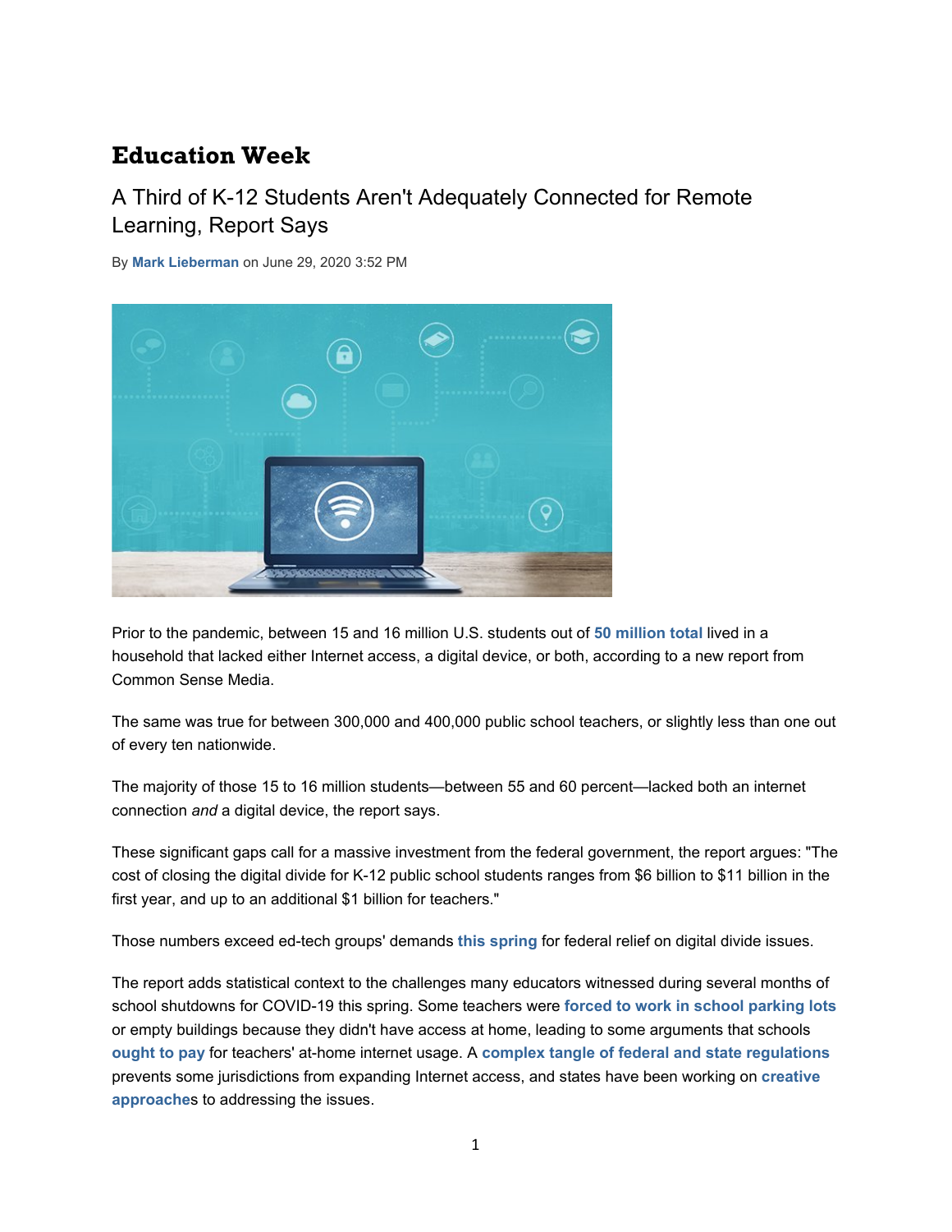# Education Week

## A Third of K-12 Students Aren't Adequately Connected for Remote Learning, Report Says

By **Mark Lieberman** on June 29, 2020 3:52 PM

Prior to the pandemic, between 15 and 16 million U.S. students out of **50 million total** lived in a household that lacked either Internet access, a digital device, or both, according to a new report from Common Sense Media.

The same was true for between 300,000 and 400,000 public school teachers, or slightly less than one out of every ten nationwide.

The majority of those 15 to 16 million students—between 55 and 60 percent—lacked both an internet connection *and* a digital device, the report says.

These significant gaps call for a massive investment from the federal government, the report argues: "The cost of closing the digital divide for K-12 public school students ranges from $6 billion to $11 billion in the first year, and up to an additional $1 billion for teachers."

Those numbers exceed ed-tech groups' demands **this spring** for federal relief on digital divide issues.

The report adds statistical context to the challenges many educators witnessed during several months of school shutdowns for COVID-19 this spring. Some teachers were **forced to work in school parking lots** or empty buildings because they didn't have access at home, leading to some arguments that schools **ought to pay** for teachers' at-home internet usage. A **complex tangle of federal and state regulations** prevents some jurisdictions from expanding Internet access, and states have been working on **creative approache**s to addressing the issues.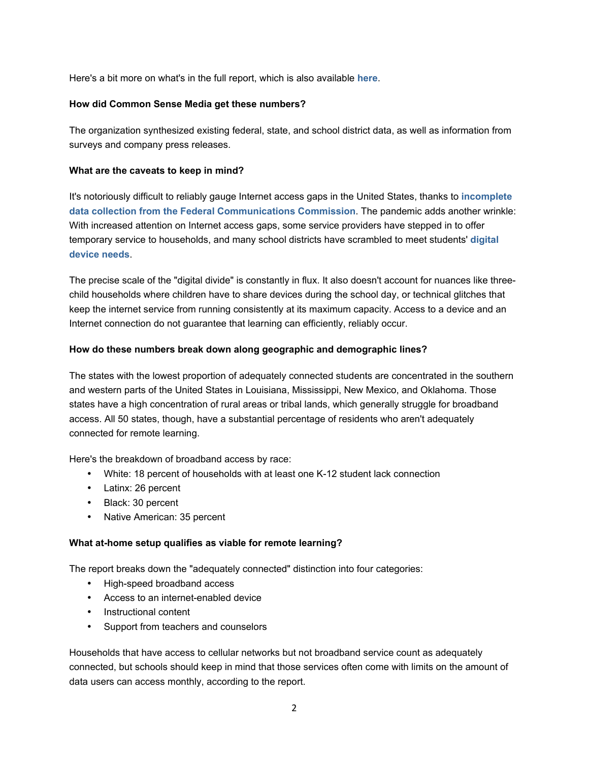Here's a bit more on what's in the full report, which is also available **here**.

**How did Common Sense Media get these numbers?**

The organization synthesized existing federal, state, and school district data, as well as information from surveys and company press releases.

**What are the caveats to keep in mind?**

It's notoriously difficult to reliably gauge Internet access gaps in the United States, thanks to **incomplete data collection from the Federal Communications Commission**. The pandemic adds another wrinkle: With increased attention on Internet access gaps, some service providers have stepped in to offer temporary service to households, and many school districts have scrambled to meet students' **digital device needs**.

The precise scale of the "digital divide" is constantly in flux. It also doesn't account for nuances like three-child households where children have to share devices during the school day, or technical glitches that keep the internet service from running consistently at its maximum capacity. Access to a device and an Internet connection do not guarantee that learning can efficiently, reliably occur.

**How do these numbers break down along geographic and demographic lines?**

The states with the lowest proportion of adequately connected students are concentrated in the southern and western parts of the United States in Louisiana, Mississippi, New Mexico, and Oklahoma. Those states have a high concentration of rural areas or tribal lands, which generally struggle for broadband access. All 50 states, though, have a substantial percentage of residents who aren't adequately connected for remote learning.

Here's the breakdown of broadband access by race:

- White: 18 percent of households with at least one K-12 student lack connection
- Latinx: 26 percent
- Black: 30 percent
- Native American: 35 percent

**What at-home setup qualifies as viable for remote learning?**

The report breaks down the "adequately connected" distinction into four categories:

- High-speed broadband access
- Access to an internet-enabled device
- Instructional content
- Support from teachers and counselors

Households that have access to cellular networks but not broadband service count as adequately connected, but schools should keep in mind that those services often come with limits on the amount of data users can access monthly, according to the report.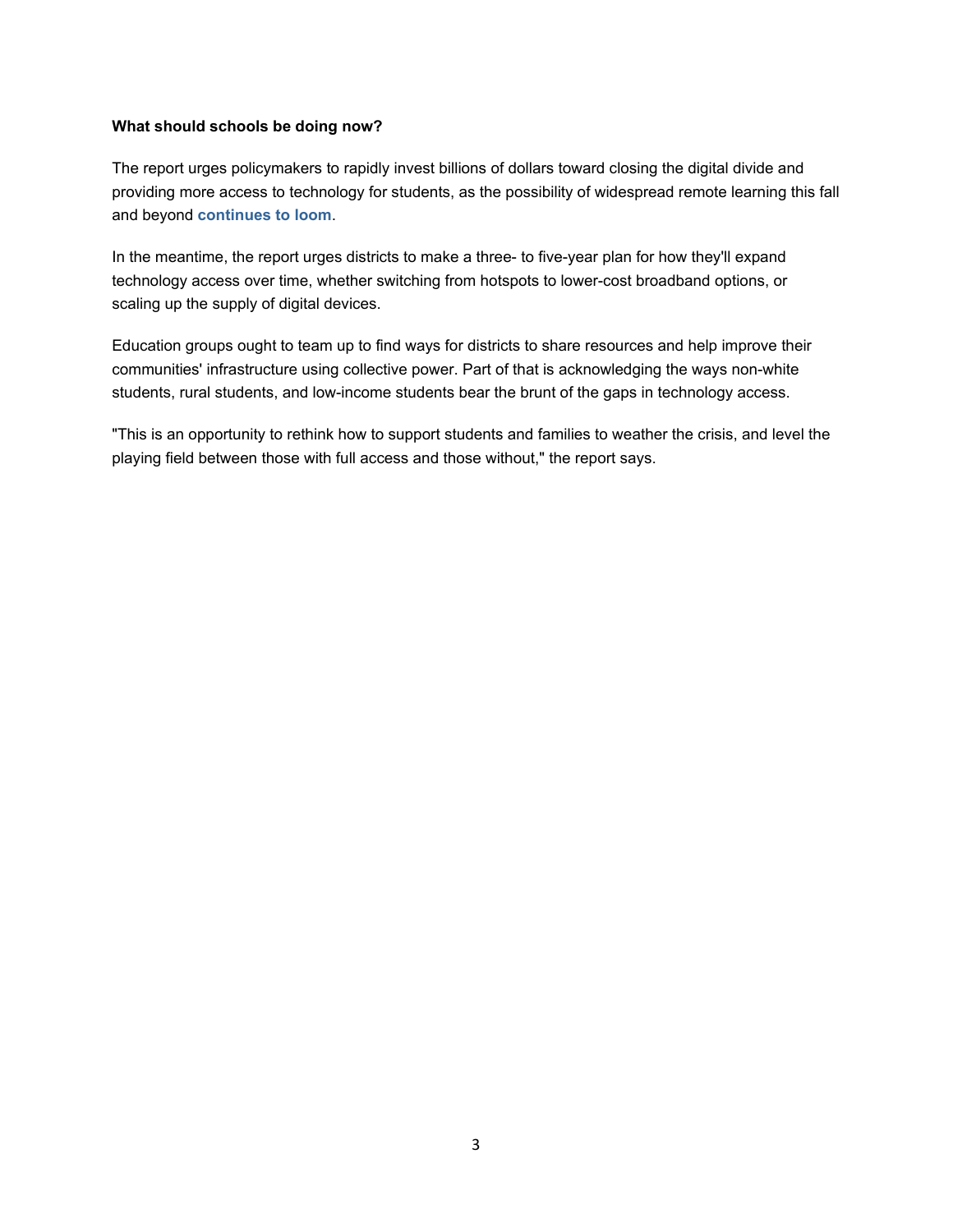**What should schools be doing now?**

The report urges policymakers to rapidly invest billions of dollars toward closing the digital divide and providing more access to technology for students, as the possibility of widespread remote learning this fall and beyond **continues to loom**.

In the meantime, the report urges districts to make a three- to five-year plan for how they'll expand technology access over time, whether switching from hotspots to lower-cost broadband options, or scaling up the supply of digital devices.

Education groups ought to team up to find ways for districts to share resources and help improve their communities' infrastructure using collective power. Part of that is acknowledging the ways non-white students, rural students, and low-income students bear the brunt of the gaps in technology access.

"This is an opportunity to rethink how to support students and families to weather the crisis, and level the playing field between those with full access and those without," the report says.